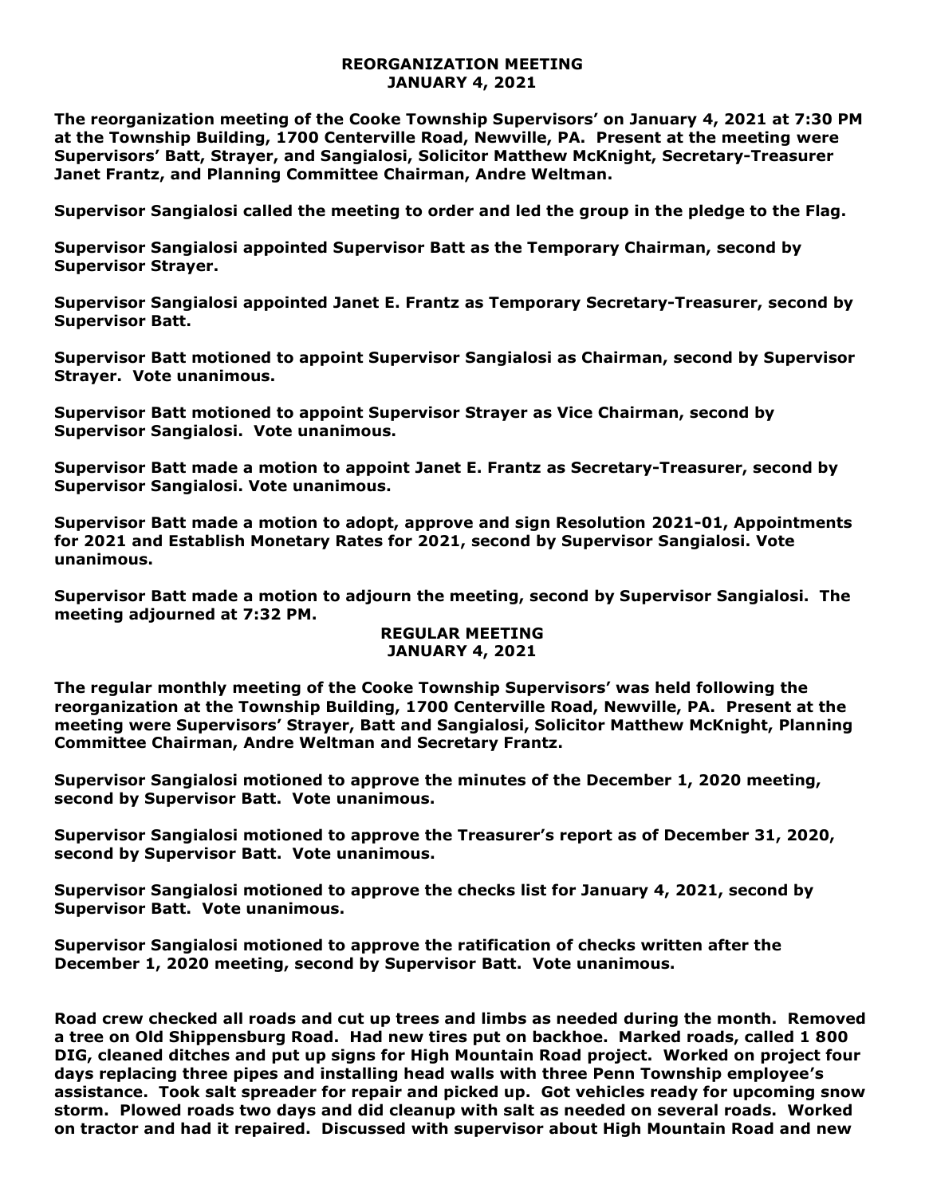# REORGANIZATION MEETING
## JANUARY 4, 2021

**The reorganization meeting of the Cooke Township Supervisors' on January 4, 2021 at 7:30 PM at the Township Building, 1700 Centerville Road, Newville, PA. Present at the meeting were Supervisors' Batt, Strayer, and Sangialosi, Solicitor Matthew McKnight, Secretary-Treasurer Janet Frantz, and Planning Committee Chairman, Andre Weltman.**

**Supervisor Sangialosi called the meeting to order and led the group in the pledge to the Flag.**

**Supervisor Sangialosi appointed Supervisor Batt as the Temporary Chairman, second by Supervisor Strayer.**

**Supervisor Sangialosi appointed Janet E. Frantz as Temporary Secretary-Treasurer, second by Supervisor Batt.**

**Supervisor Batt motioned to appoint Supervisor Sangialosi as Chairman, second by Supervisor Strayer. Vote unanimous.**

**Supervisor Batt motioned to appoint Supervisor Strayer as Vice Chairman, second by Supervisor Sangialosi. Vote unanimous.**

**Supervisor Batt made a motion to appoint Janet E. Frantz as Secretary-Treasurer, second by Supervisor Sangialosi. Vote unanimous.**

**Supervisor Batt made a motion to adopt, approve and sign Resolution 2021-01, Appointments for 2021 and Establish Monetary Rates for 2021, second by Supervisor Sangialosi. Vote unanimous.**

**Supervisor Batt made a motion to adjourn the meeting, second by Supervisor Sangialosi. The meeting adjourned at 7:32 PM.**

# REGULAR MEETING
## JANUARY 4, 2021

**The regular monthly meeting of the Cooke Township Supervisors' was held following the reorganization at the Township Building, 1700 Centerville Road, Newville, PA. Present at the meeting were Supervisors' Strayer, Batt and Sangialosi, Solicitor Matthew McKnight, Planning Committee Chairman, Andre Weltman and Secretary Frantz.**

**Supervisor Sangialosi motioned to approve the minutes of the December 1, 2020 meeting, second by Supervisor Batt. Vote unanimous.**

**Supervisor Sangialosi motioned to approve the Treasurer's report as of December 31, 2020, second by Supervisor Batt. Vote unanimous.**

**Supervisor Sangialosi motioned to approve the checks list for January 4, 2021, second by Supervisor Batt. Vote unanimous.**

**Supervisor Sangialosi motioned to approve the ratification of checks written after the December 1, 2020 meeting, second by Supervisor Batt. Vote unanimous.**

**Road crew checked all roads and cut up trees and limbs as needed during the month. Removed a tree on Old Shippensburg Road. Had new tires put on backhoe. Marked roads, called 1 800 DIG, cleaned ditches and put up signs for High Mountain Road project. Worked on project four days replacing three pipes and installing head walls with three Penn Township employee's assistance. Took salt spreader for repair and picked up. Got vehicles ready for upcoming snow storm. Plowed roads two days and did cleanup with salt as needed on several roads. Worked on tractor and had it repaired. Discussed with supervisor about High Mountain Road and new**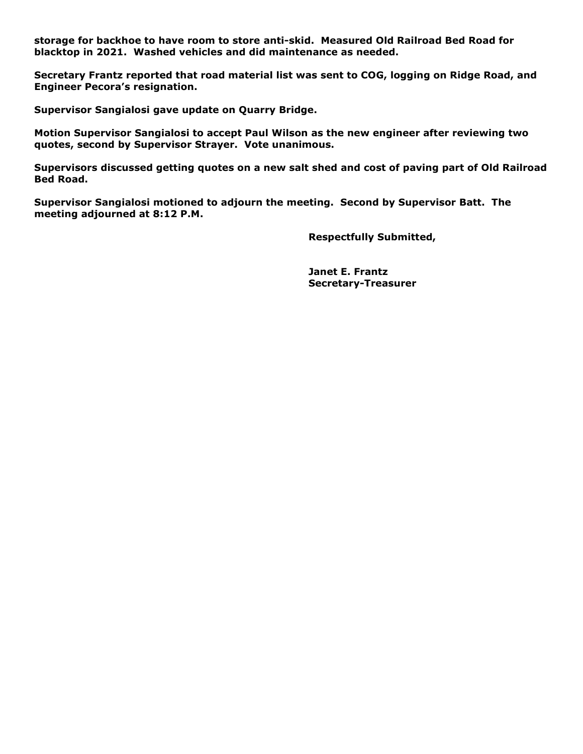**storage for backhoe to have room to store anti-skid. Measured Old Railroad Bed Road for blacktop in 2021. Washed vehicles and did maintenance as needed.**

**Secretary Frantz reported that road material list was sent to COG, logging on Ridge Road, and Engineer Pecora's resignation.**

**Supervisor Sangialosi gave update on Quarry Bridge.**

**Motion Supervisor Sangialosi to accept Paul Wilson as the new engineer after reviewing two quotes, second by Supervisor Strayer. Vote unanimous.**

**Supervisors discussed getting quotes on a new salt shed and cost of paving part of Old Railroad Bed Road.**

**Supervisor Sangialosi motioned to adjourn the meeting. Second by Supervisor Batt. The meeting adjourned at 8:12 P.M.**

**Respectfully Submitted,**

**Janet E. Frantz**
**Secretary-Treasurer**